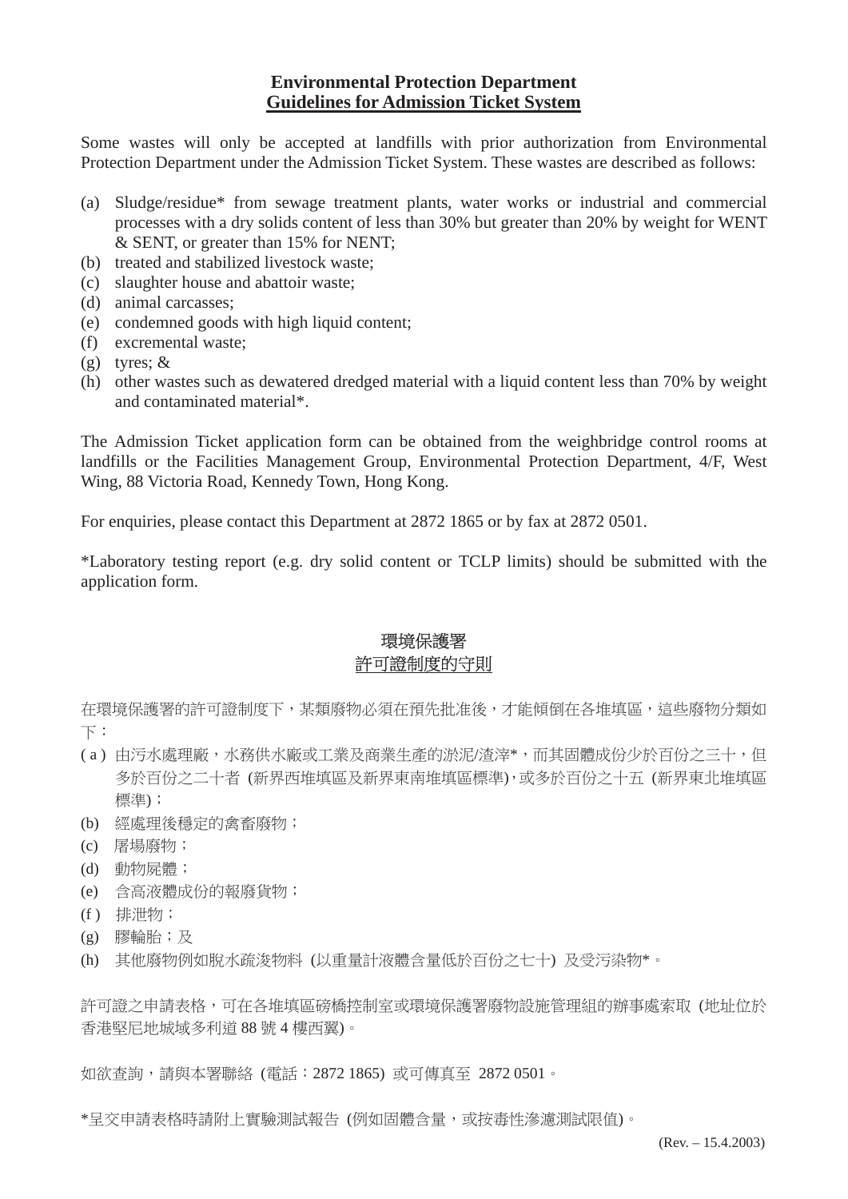**Environmental Protection Department**

**<u>Guidelines for Admission Ticket System</u>**

Some wastes will only be accepted at landfills with prior authorization from Environmental Protection Department under the Admission Ticket System. These wastes are described as follows:

(a) Sludge/residue* from sewage treatment plants, water works or industrial and commercial processes with a dry solids content of less than 30% but greater than 20% by weight for WENT & SENT, or greater than 15% for NENT;
(b) treated and stabilized livestock waste;
(c) slaughter house and abattoir waste;
(d) animal carcasses;
(e) condemned goods with high liquid content;
(f) excremental waste;
(g) tyres; &
(h) other wastes such as dewatered dredged material with a liquid content less than 70% by weight and contaminated material*.

The Admission Ticket application form can be obtained from the weighbridge control rooms at landfills or the Facilities Management Group, Environmental Protection Department, 4/F, West Wing, 88 Victoria Road, Kennedy Town, Hong Kong.

For enquiries, please contact this Department at 2872 1865 or by fax at 2872 0501.

*Laboratory testing report (e.g. dry solid content or TCLP limits) should be submitted with the application form.

環境保護署

<u>許可證制度的守則</u>

在環境保護署的許可證制度下，某類廢物必須在預先批准後，才能傾倒在各堆填區，這些廢物分類如下：

(a) 由污水處理廠，水務供水廠或工業及商業生產的淤泥/渣滓*，而其固體成份少於百份之三十，但多於百份之二十者 (新界西堆填區及新界東南堆填區標準)，或多於百份之十五 (新界東北堆填區標準)；
(b) 經處理後穩定的禽畜廢物；
(c) 屠場廢物；
(d) 動物屍體；
(e) 含高液體成份的報廢貨物；
(f) 排泄物；
(g) 膠輪胎；及
(h) 其他廢物例如脫水疏浚物料 (以重量計液體含量低於百份之七十) 及受污染物*。

許可證之申請表格，可在各堆填區磅橋控制室或環境保護署廢物設施管理組的辦事處索取 (地址位於香港堅尼地城域多利道 88 號 4 樓西翼)。

如欲查詢，請與本署聯絡 (電話：2872 1865) 或可傳真至 2872 0501。

*呈交申請表格時請附上實驗測試報告 (例如固體含量，或按毒性滲濾測試限值)。

(Rev. – 15.4.2003)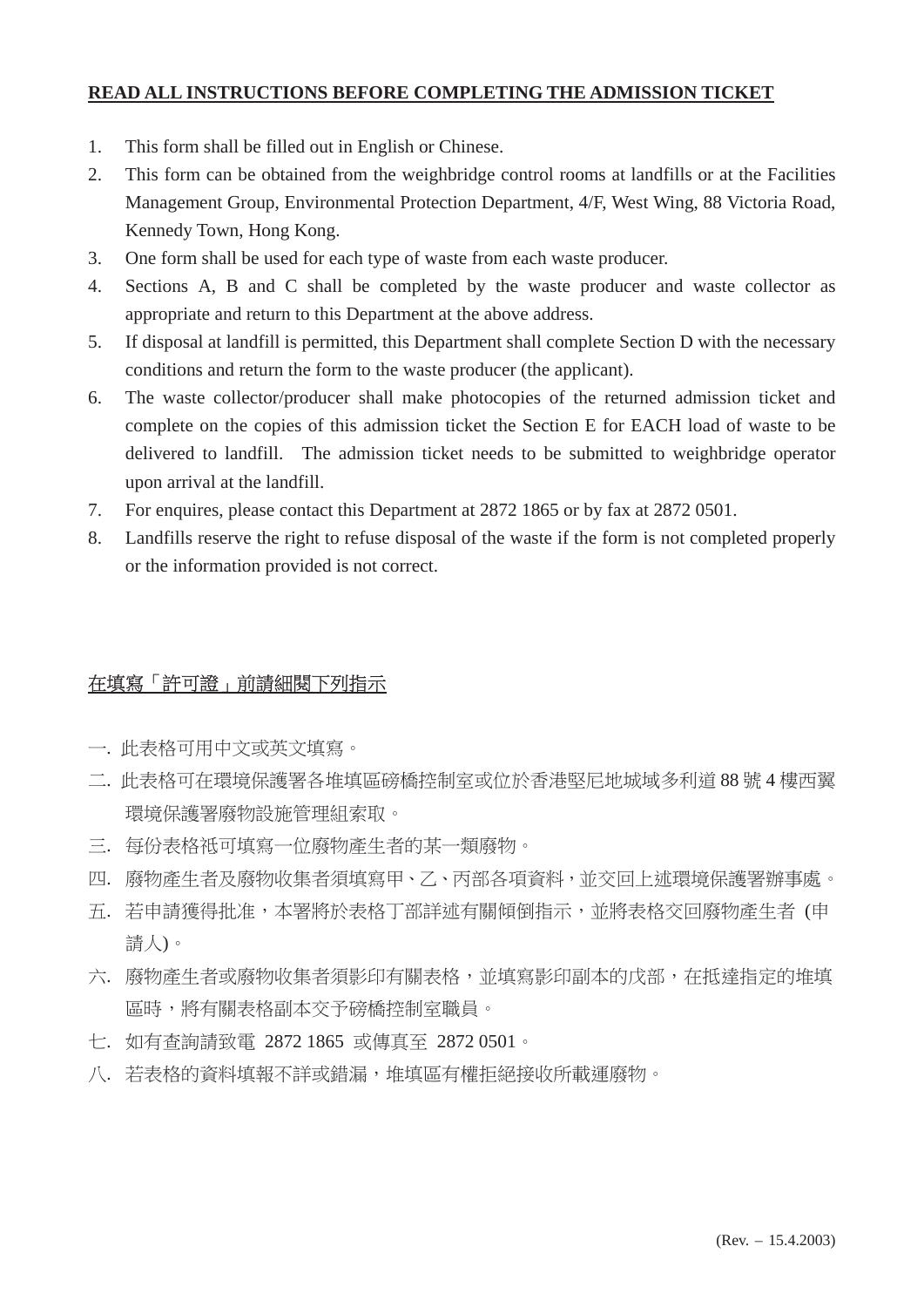**<u>READ ALL INSTRUCTIONS BEFORE COMPLETING THE ADMISSION TICKET</u>**

1. This form shall be filled out in English or Chinese.
2. This form can be obtained from the weighbridge control rooms at landfills or at the Facilities Management Group, Environmental Protection Department, 4/F, West Wing, 88 Victoria Road, Kennedy Town, Hong Kong.
3. One form shall be used for each type of waste from each waste producer.
4. Sections A, B and C shall be completed by the waste producer and waste collector as appropriate and return to this Department at the above address.
5. If disposal at landfill is permitted, this Department shall complete Section D with the necessary conditions and return the form to the waste producer (the applicant).
6. The waste collector/producer shall make photocopies of the returned admission ticket and complete on the copies of this admission ticket the Section E for EACH load of waste to be delivered to landfill. The admission ticket needs to be submitted to weighbridge operator upon arrival at the landfill.
7. For enquires, please contact this Department at 2872 1865 or by fax at 2872 0501.
8. Landfills reserve the right to refuse disposal of the waste if the form is not completed properly or the information provided is not correct.

<u>在填寫「許可證」前請細閱下列指示</u>

一. 此表格可用中文或英文填寫。

二. 此表格可在環境保護署各堆填區磅橋控制室或位於香港堅尼地城域多利道 88 號 4 樓西翼環境保護署廢物設施管理組索取。

三. 每份表格衹可填寫一位廢物產生者的某一類廢物。

四. 廢物產生者及廢物收集者須填寫甲、乙、丙部各項資料，並交回上述環境保護署辦事處。

五. 若申請獲得批准，本署將於表格丁部詳述有關傾倒指示，並將表格交回廢物產生者 (申請人)。

六. 廢物產生者或廢物收集者須影印有關表格，並填寫影印副本的戊部，在抵達指定的堆填區時，將有關表格副本交予磅橋控制室職員。

七. 如有查詢請致電 2872 1865 或傳真至 2872 0501。

八. 若表格的資料填報不詳或錯漏，堆填區有權拒絕接收所載運廢物。

(Rev. – 15.4.2003)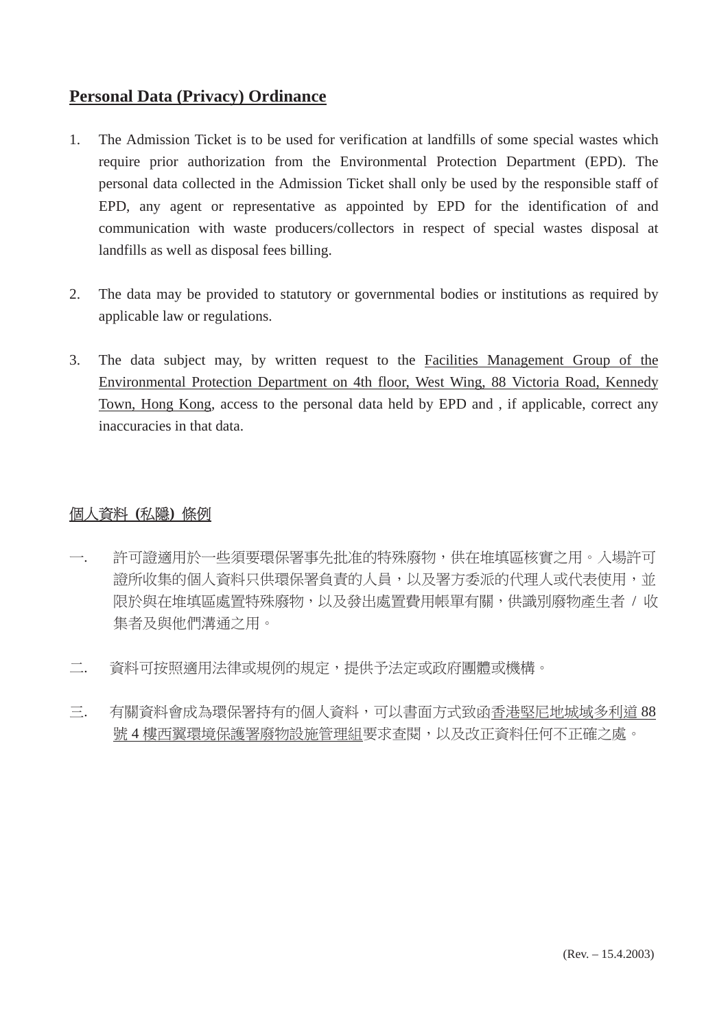## <u>Personal Data (Privacy) Ordinance</u>

1. The Admission Ticket is to be used for verification at landfills of some special wastes which require prior authorization from the Environmental Protection Department (EPD). The personal data collected in the Admission Ticket shall only be used by the responsible staff of EPD, any agent or representative as appointed by EPD for the identification of and communication with waste producers/collectors in respect of special wastes disposal at landfills as well as disposal fees billing.

2. The data may be provided to statutory or governmental bodies or institutions as required by applicable law or regulations.

3. The data subject may, by written request to the <u>Facilities Management Group of the Environmental Protection Department on 4th floor, West Wing, 88 Victoria Road, Kennedy Town, Hong Kong</u>, access to the personal data held by EPD and , if applicable, correct any inaccuracies in that data.

## <u>個人資料 (私隱) 條例</u>

一. 許可證適用於一些須要環保署事先批准的特殊廢物，供在堆填區核實之用。入場許可證所收集的個人資料只供環保署負責的人員，以及署方委派的代理人或代表使用，並限於與在堆填區處置特殊廢物，以及發出處置費用帳單有關，供識別廢物產生者 / 收集者及與他們溝通之用。

二. 資料可按照適用法律或規例的規定，提供予法定或政府團體或機構。

三. 有關資料會成為環保署持有的個人資料，可以書面方式致函<u>香港堅尼地城域多利道 88 號 4 樓西翼環境保護署廢物設施管理組</u>要求查閱，以及改正資料任何不正確之處。

(Rev. – 15.4.2003)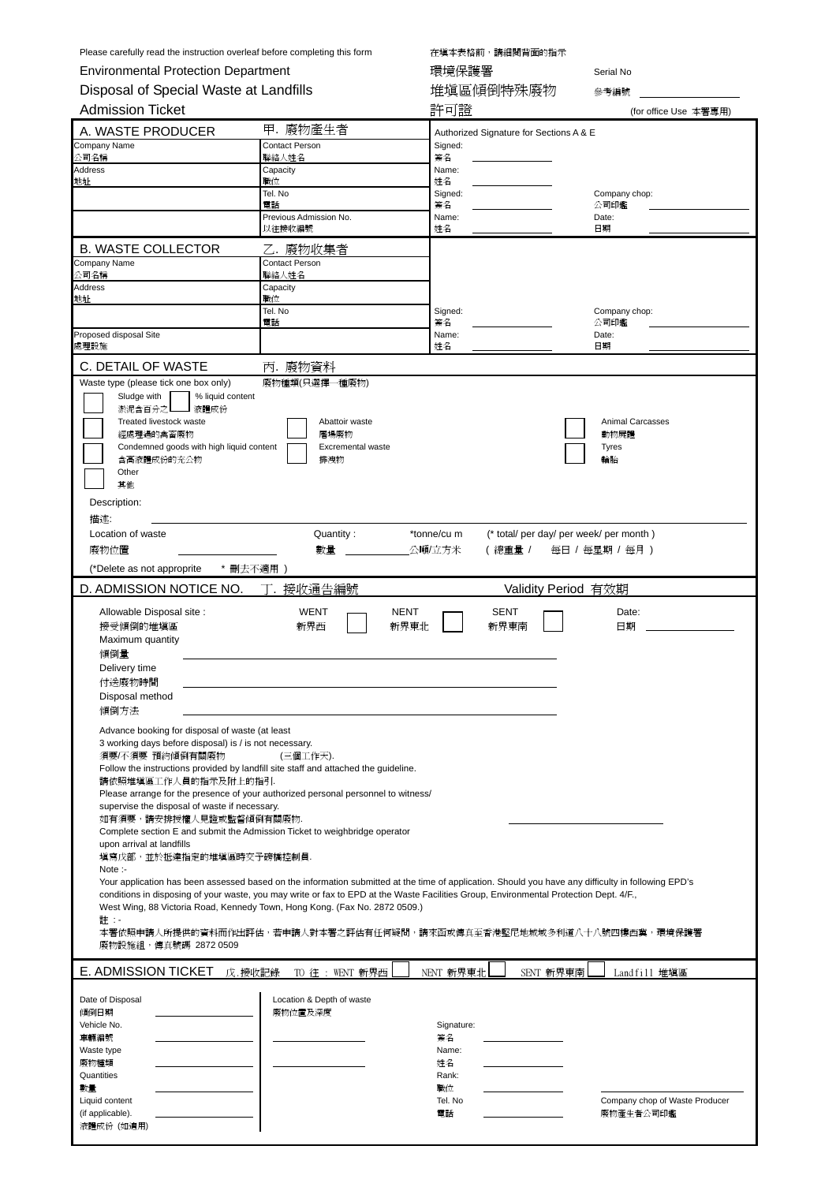Please carefully read the instruction overleaf before completing this form

在填本表格前，請細閱背面的指示

Environmental Protection Department
環境保護署

Disposal of Special Waste at Landfills
堆填區傾倒特殊廢物

Admission Ticket
許可證

Serial No
參考編號 ______________
(for office Use 本署專用)

## A. WASTE PRODUCER 甲. 廢物產生者

| | | Authorized Signature for Sections A & E | |
|---|---|---|---|
| Company Name 公司名稱 | Contact Person 聯絡人姓名 | Signed: 簽名 ________ | |
| Address 地址 | Capacity 職位 | Name: 姓名 ________ | |
| | Tel. No 電話 | Signed: 簽名 ________ | Company chop: 公司印鑑 ________ |
| | Previous Admission No. 以往接收編號 | Name: 姓名 ________ | Date: 日期 ________ |

## B. WASTE COLLECTOR 乙. 廢物收集者

| | | | |
|---|---|---|---|
| Company Name 公司名稱 | Contact Person 聯絡人姓名 | | |
| Address 地址 | Capacity 職位 | | |
| | Tel. No 電話 | Signed: 簽名 ________ | Company chop: 公司印鑑 ________ |
| Proposed disposal Site 處理設施 | | Name: 姓名 ________ | Date: 日期 ________ |

## C. DETAIL OF WASTE 丙. 廢物資料

Waste type (please tick one box only) 廢物種類(只選擇一種廢物)

- ☐ Sludge with ☐ % liquid content 淤泥含百分之 ☐ 液體成份
- ☐ Treated livestock waste 經處理過的禽畜廢物
- ☐ Abattoir waste 屠場廢物
- ☐ Animal Carcasses 動物屍體
- ☐ Condemned goods with high liquid content 含高液體成份的充公物
- ☐ Excremental waste 排泄物
- ☐ Tyres 輪胎
- ☐ Other 其他

Description: 描述: ______________________________

Location of waste 廢物位置 ____________ Quantity : 數量 ____________ *tonne/cu m 公噸/立方米 (* total/ per day/ per week/ per month ) ( 總重量 / 每日 / 每星期 / 每月 )

(*Delete as not approprite * 刪去不適用 )

## D. ADMISSION NOTICE NO. 丁. 接收通告編號

Validity Period 有效期

Allowable Disposal site : 接受傾倒的堆填區 WENT 新界西 ☐ NENT 新界東北 ☐ SENT 新界東南 ☐ Date: 日期 ________

Maximum quantity 傾倒量 ______________________________

Delivery time 付送廢物時間 ______________________________

Disposal method 傾倒方法 ______________________________

Advance booking for disposal of waste (at least 3 working days before disposal) is / is not necessary.
須要/不須要 預約傾倒有關廢物 (三個工作天).

Follow the instructions provided by landfill site staff and attached the guideline.
請依照堆填區工作人員的指示及附上的指引.

Please arrange for the presence of your authorized personal personnel to witness/ supervise the disposal of waste if necessary.
如有須要，請安排授權人見證或監督傾倒有關廢物.

Complete section E and submit the Admission Ticket to weighbridge operator upon arrival at landfills
填寫戊部，並於抵達指定的堆填區時交予磅橋控制員.

Note :-
Your application has been assessed based on the information submitted at the time of application. Should you have any difficulty in following EPD's conditions in disposing of your waste, you may write or fax to EPD at the Waste Facilities Group, Environmental Protection Dept. 4/F., West Wing, 88 Victoria Road, Kennedy Town, Hong Kong. (Fax No. 2872 0509.)

註 :-
本署依照申請人所提供的資料而作出評估，若申請人對本署之評估有任何疑問，請來函或傳真至香港堅尼地城域多利道八十八號四樓西翼，環境保護署廢物設施組，傳真號碼 2872 0509

## E. ADMISSION TICKET 戊.接收記錄

TO 往 : WENT 新界西 ☐ NENT 新界東北 ☐ SENT 新界東南 ☐ Landfill 堆填區

| | | | |
|---|---|---|---|
| Date of Disposal 傾倒日期 ________ | Location & Depth of waste 廢物位置及深度 | | |
| Vehicle No. 車輛編號 ________ | ________ | Signature: 簽名 ________ | |
| Waste type 廢物種類 ________ | ________ | Name: 姓名 ________ | |
| Quantities 數量 ________ | | Rank: 職位 ________ | |
| Liquid content (if applicable). 液體成份 (如適用) ________ | | Tel. No 電話 ________ | Company chop of Waste Producer 廢物產生者公司印鑑 |